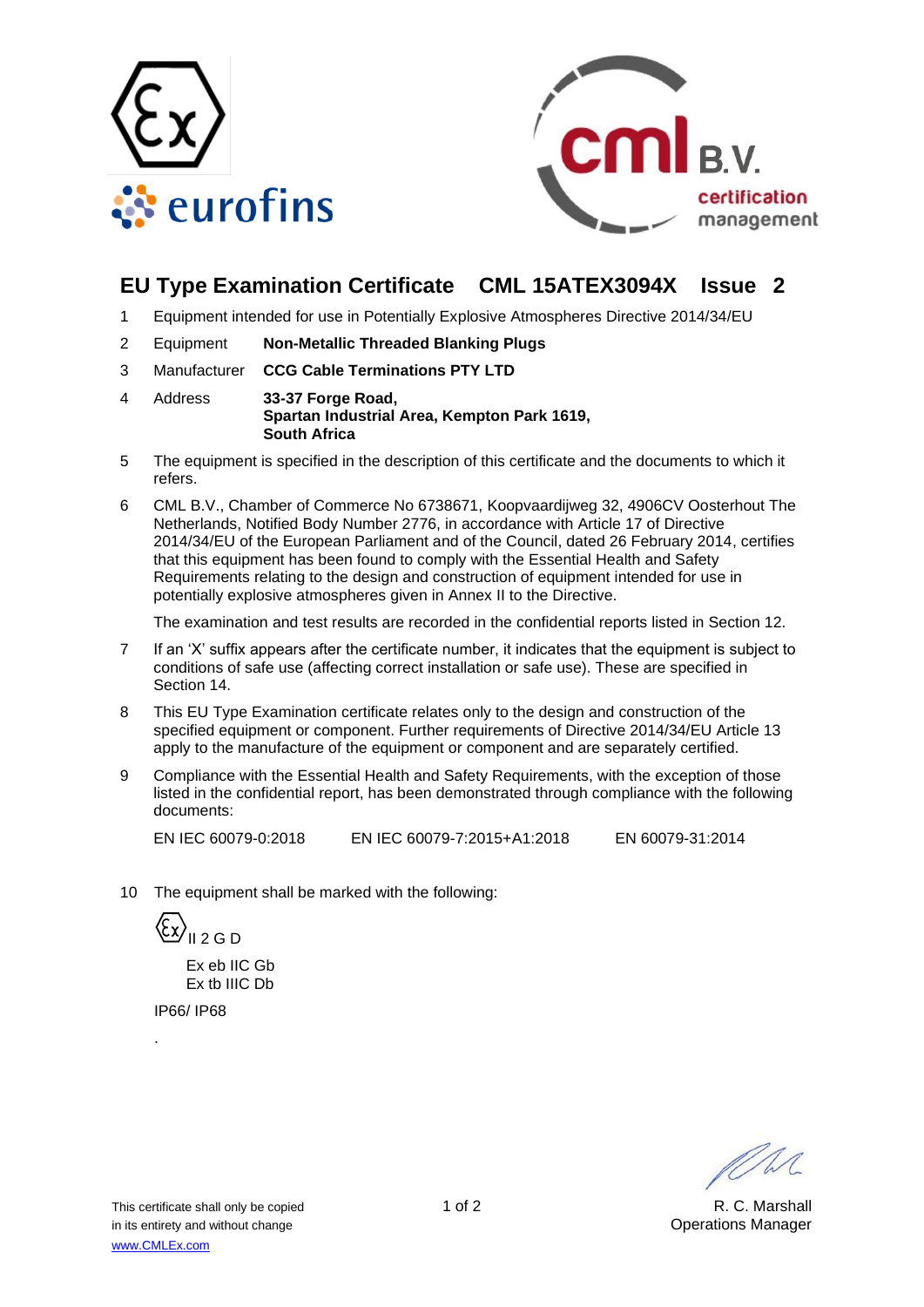# EU Type Examination Certificate CML 15ATEX3094X Issue 2

1 Equipment intended for use in Potentially Explosive Atmospheres Directive 2014/34/EU

2 Equipment **Non-Metallic Threaded Blanking Plugs**

3 Manufacturer **CCG Cable Terminations PTY LTD**

4 Address **33-37 Forge Road,**
**Spartan Industrial Area, Kempton Park 1619,**
**South Africa**

5 The equipment is specified in the description of this certificate and the documents to which it refers.

6 CML B.V., Chamber of Commerce No 6738671, Koopvaardijweg 32, 4906CV Oosterhout The Netherlands, Notified Body Number 2776, in accordance with Article 17 of Directive 2014/34/EU of the European Parliament and of the Council, dated 26 February 2014, certifies that this equipment has been found to comply with the Essential Health and Safety Requirements relating to the design and construction of equipment intended for use in potentially explosive atmospheres given in Annex II to the Directive.

The examination and test results are recorded in the confidential reports listed in Section 12.

7 If an 'X' suffix appears after the certificate number, it indicates that the equipment is subject to conditions of safe use (affecting correct installation or safe use). These are specified in Section 14.

8 This EU Type Examination certificate relates only to the design and construction of the specified equipment or component. Further requirements of Directive 2014/34/EU Article 13 apply to the manufacture of the equipment or component and are separately certified.

9 Compliance with the Essential Health and Safety Requirements, with the exception of those listed in the confidential report, has been demonstrated through compliance with the following documents:

EN IEC 60079-0:2018 EN IEC 60079-7:2015+A1:2018 EN 60079-31:2014

10 The equipment shall be marked with the following:

Ex II 2 G D

Ex eb IIC Gb
Ex tb IIIC Db

IP66/ IP68

.

This certificate shall only be copied in its entirety and without change
www.CMLEx.com

R. C. Marshall
Operations Manager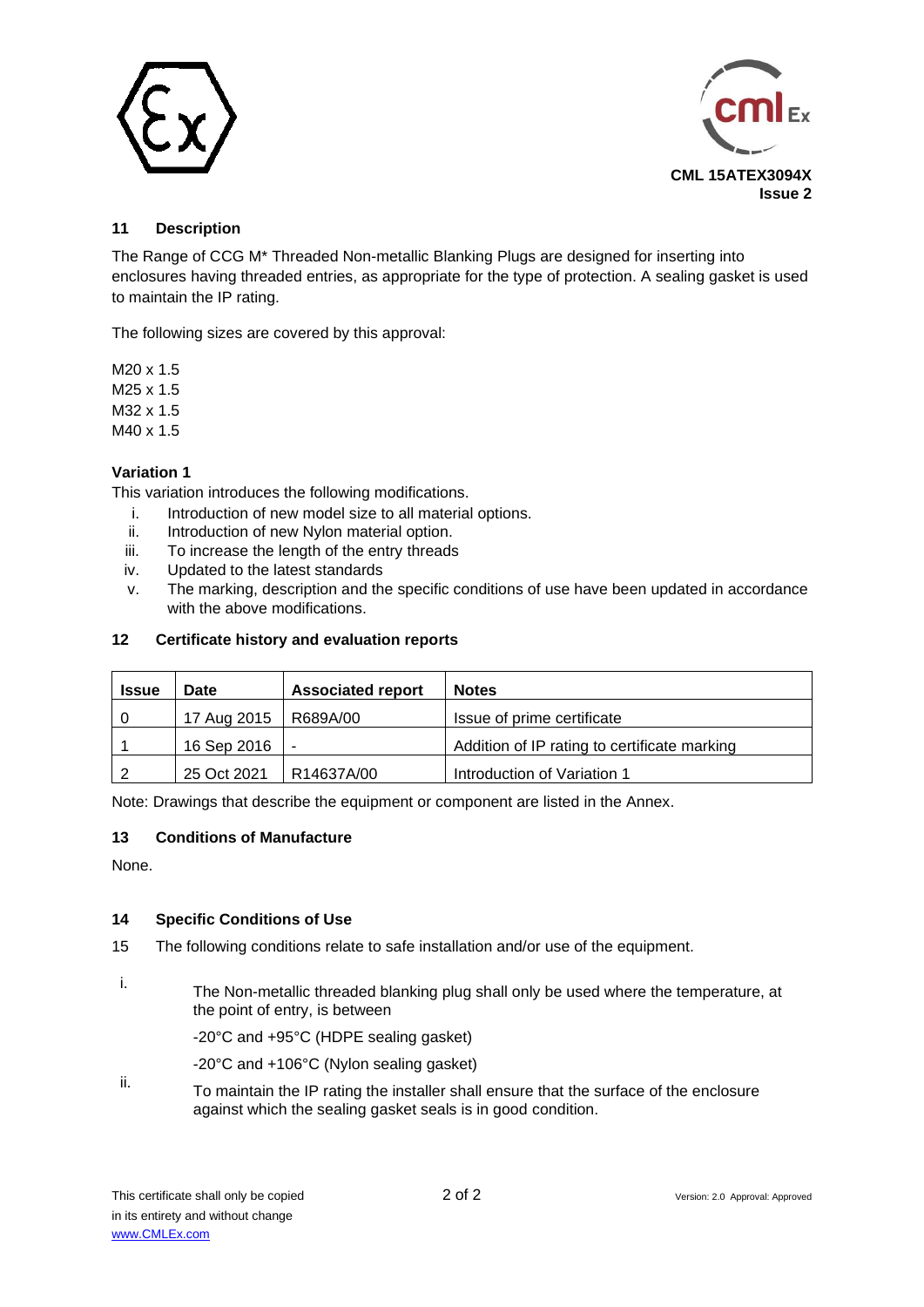**CML 15ATEX3094X**
**Issue 2**

## 11 Description

The Range of CCG M* Threaded Non-metallic Blanking Plugs are designed for inserting into enclosures having threaded entries, as appropriate for the type of protection. A sealing gasket is used to maintain the IP rating.

The following sizes are covered by this approval:

M20 x 1.5
M25 x 1.5
M32 x 1.5
M40 x 1.5

### Variation 1

This variation introduces the following modifications.

i. Introduction of new model size to all material options.
ii. Introduction of new Nylon material option.
iii. To increase the length of the entry threads
iv. Updated to the latest standards
v. The marking, description and the specific conditions of use have been updated in accordance with the above modifications.

## 12 Certificate history and evaluation reports

| Issue | Date | Associated report | Notes |
|---|---|---|---|
| 0 | 17 Aug 2015 | R689A/00 | Issue of prime certificate |
| 1 | 16 Sep 2016 | - | Addition of IP rating to certificate marking |
| 2 | 25 Oct 2021 | R14637A/00 | Introduction of Variation 1 |

Note: Drawings that describe the equipment or component are listed in the Annex.

## 13 Conditions of Manufacture

None.

## 14 Specific Conditions of Use

15 The following conditions relate to safe installation and/or use of the equipment.

i. The Non-metallic threaded blanking plug shall only be used where the temperature, at the point of entry, is between

   -20°C and +95°C (HDPE sealing gasket)

   -20°C and +106°C (Nylon sealing gasket)

ii. To maintain the IP rating the installer shall ensure that the surface of the enclosure against which the sealing gasket seals is in good condition.

This certificate shall only be copied in its entirety and without change
www.CMLEx.com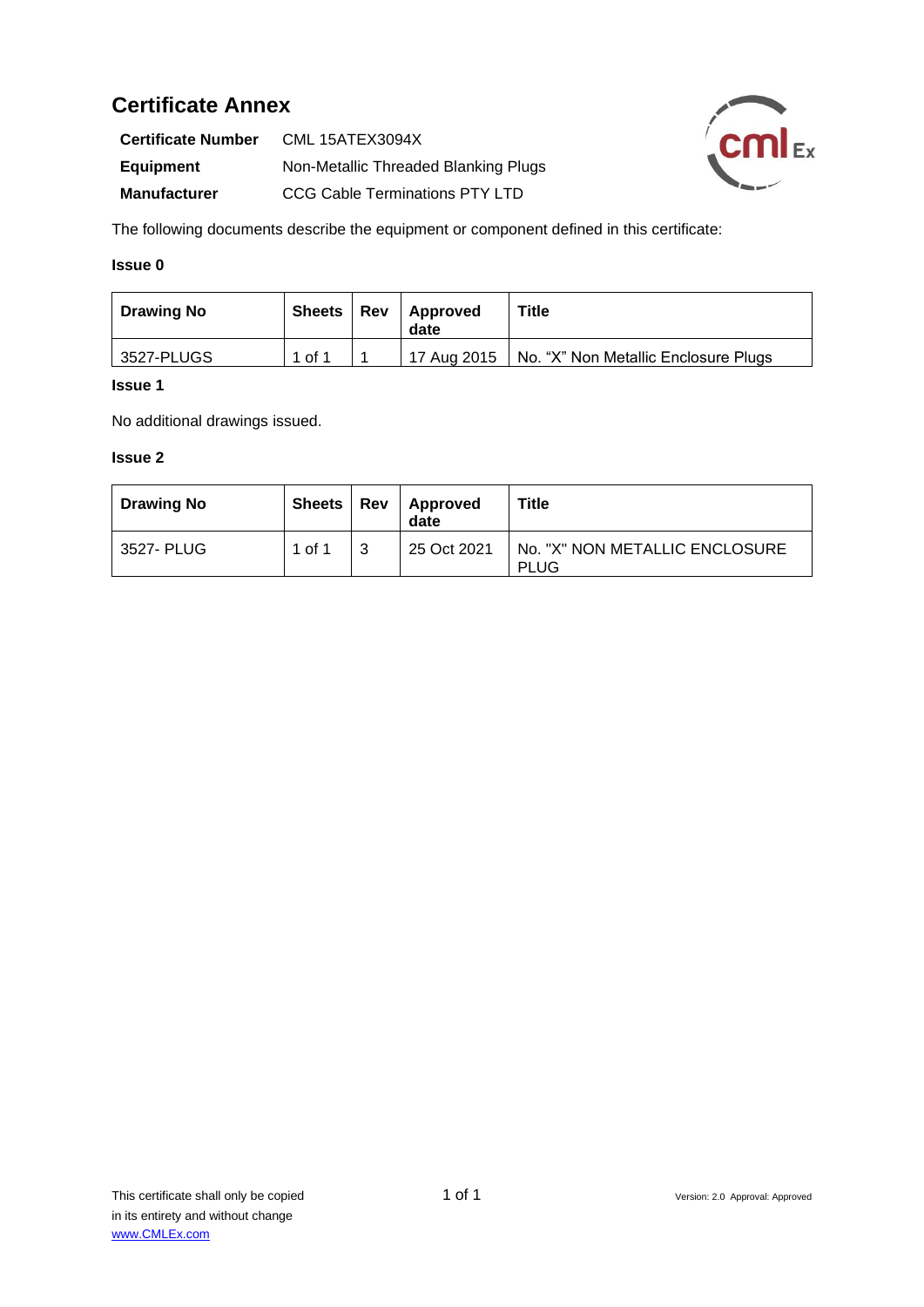# Certificate Annex

| | |
|---|---|
| **Certificate Number** | CML 15ATEX3094X |
| **Equipment** | Non-Metallic Threaded Blanking Plugs |
| **Manufacturer** | CCG Cable Terminations PTY LTD |

The following documents describe the equipment or component defined in this certificate:

**Issue 0**

| Drawing No | Sheets | Rev | Approved date | Title |
|---|---|---|---|---|
| 3527-PLUGS | 1 of 1 | 1 | 17 Aug 2015 | No. "X" Non Metallic Enclosure Plugs |

**Issue 1**

No additional drawings issued.

**Issue 2**

| Drawing No | Sheets | Rev | Approved date | Title |
|---|---|---|---|---|
| 3527- PLUG | 1 of 1 | 3 | 25 Oct 2021 | No. "X" NON METALLIC ENCLOSURE PLUG |

This certificate shall only be copied in its entirety and without change
www.CMLEx.com

Version: 2.0 Approval: Approved